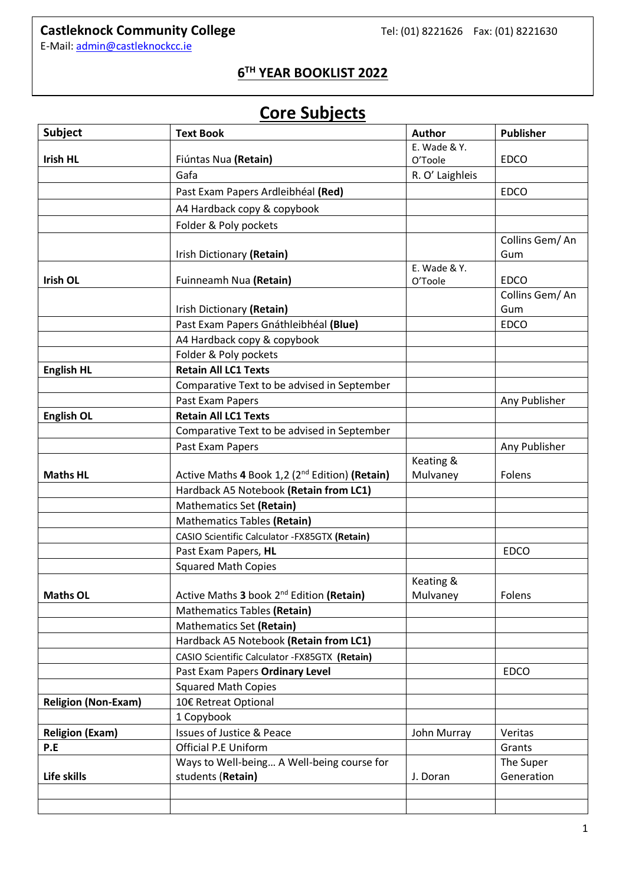**Castleknock Community College** Tel: (01) 8221626 Fax: (01) 8221630

E-Mail: admin@castleknockcc.ie

## 6TH YEAR BOOKLIST 2022

# Core Subjects

| Subject | Text Book | Author | Publisher |
|---|---|---|---|
| **Irish HL** | Fiúntas Nua **(Retain)** | E. Wade & Y. O'Toole | EDCO |
| | Gafa | R. O' Laighleis | |
| | Past Exam Papers Ardleibhéal **(Red)** | | EDCO |
| | A4 Hardback copy & copybook | | |
| | Folder & Poly pockets | | |
| | Irish Dictionary **(Retain)** | | Collins Gem/ An Gum |
| **Irish OL** | Fuinneamh Nua **(Retain)** | E. Wade & Y. O'Toole | EDCO |
| | Irish Dictionary **(Retain)** | | Collins Gem/ An Gum |
| | Past Exam Papers Gnáthleibhéal **(Blue)** | | EDCO |
| | A4 Hardback copy & copybook | | |
| | Folder & Poly pockets | | |
| **English HL** | **Retain All LC1 Texts** | | |
| | Comparative Text to be advised in September | | |
| | Past Exam Papers | | Any Publisher |
| **English OL** | **Retain All LC1 Texts** | | |
| | Comparative Text to be advised in September | | |
| | Past Exam Papers | | Any Publisher |
| **Maths HL** | Active Maths **4** Book 1,2 (2nd Edition) **(Retain)** | Keating & Mulvaney | Folens |
| | Hardback A5 Notebook **(Retain from LC1)** | | |
| | Mathematics Set **(Retain)** | | |
| | Mathematics Tables **(Retain)** | | |
| | CASIO Scientific Calculator -FX85GTX **(Retain)** | | |
| | Past Exam Papers, **HL** | | EDCO |
| | Squared Math Copies | | |
| **Maths OL** | Active Maths **3** book 2nd Edition **(Retain)** | Keating & Mulvaney | Folens |
| | Mathematics Tables **(Retain)** | | |
| | Mathematics Set **(Retain)** | | |
| | Hardback A5 Notebook **(Retain from LC1)** | | |
| | CASIO Scientific Calculator -FX85GTX **(Retain)** | | |
| | Past Exam Papers **Ordinary Level** | | EDCO |
| | Squared Math Copies | | |
| **Religion (Non-Exam)** | 10€ Retreat Optional | | |
| | 1 Copybook | | |
| **Religion (Exam)** | Issues of Justice & Peace | John Murray | Veritas |
| **P.E** | Official P.E Uniform | | Grants |
| **Life skills** | Ways to Well-being… A Well-being course for students (**Retain**) | J. Doran | The Super Generation |
| | | | |
| | | | |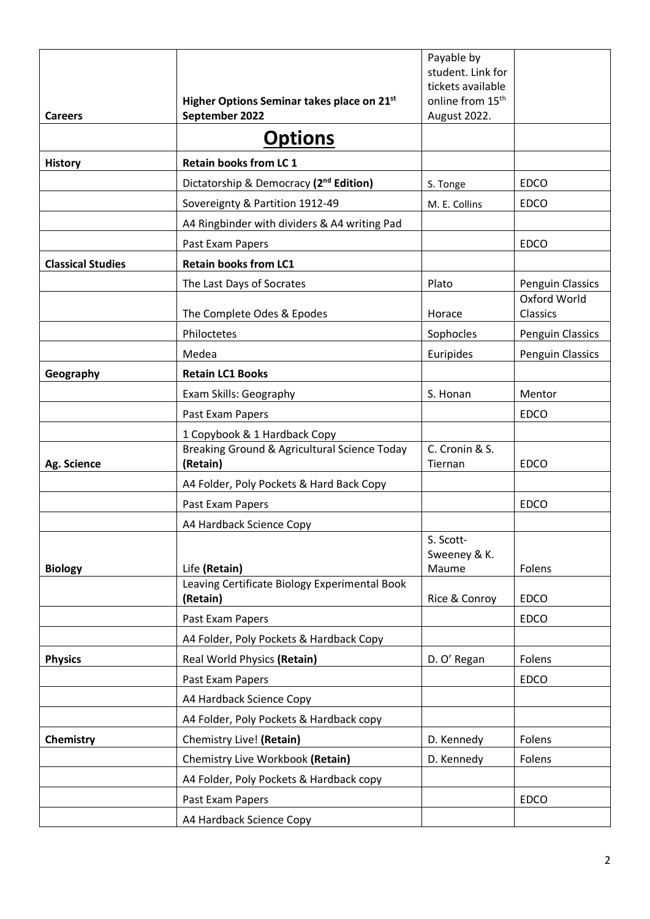| **Careers** | **Higher Options Seminar takes place on 21st September 2022** | Payable by student. Link for tickets available online from 15th August 2022. | |
|---|---|---|---|
| | **Options** | | |
| **History** | **Retain books from LC 1** | | |
| | Dictatorship & Democracy **(2nd Edition)** | S. Tonge | EDCO |
| | Sovereignty & Partition 1912-49 | M. E. Collins | EDCO |
| | A4 Ringbinder with dividers & A4 writing Pad | | |
| | Past Exam Papers | | EDCO |
| **Classical Studies** | **Retain books from LC1** | | |
| | The Last Days of Socrates | Plato | Penguin Classics |
| | The Complete Odes & Epodes | Horace | Oxford World Classics |
| | Philoctetes | Sophocles | Penguin Classics |
| | Medea | Euripides | Penguin Classics |
| **Geography** | **Retain LC1 Books** | | |
| | Exam Skills: Geography | S. Honan | Mentor |
| | Past Exam Papers | | EDCO |
| | 1 Copybook & 1 Hardback Copy | | |
| **Ag. Science** | Breaking Ground & Agricultural Science Today **(Retain)** | C. Cronin & S. Tiernan | EDCO |
| | A4 Folder, Poly Pockets & Hard Back Copy | | |
| | Past Exam Papers | | EDCO |
| | A4 Hardback Science Copy | | |
| **Biology** | Life **(Retain)** | S. Scott-Sweeney & K. Maume | Folens |
| | Leaving Certificate Biology Experimental Book **(Retain)** | Rice & Conroy | EDCO |
| | Past Exam Papers | | EDCO |
| | A4 Folder, Poly Pockets & Hardback Copy | | |
| **Physics** | Real World Physics **(Retain)** | D. O' Regan | Folens |
| | Past Exam Papers | | EDCO |
| | A4 Hardback Science Copy | | |
| | A4 Folder, Poly Pockets & Hardback copy | | |
| **Chemistry** | Chemistry Live! **(Retain)** | D. Kennedy | Folens |
| | Chemistry Live Workbook **(Retain)** | D. Kennedy | Folens |
| | A4 Folder, Poly Pockets & Hardback copy | | |
| | Past Exam Papers | | EDCO |
| | A4 Hardback Science Copy | | |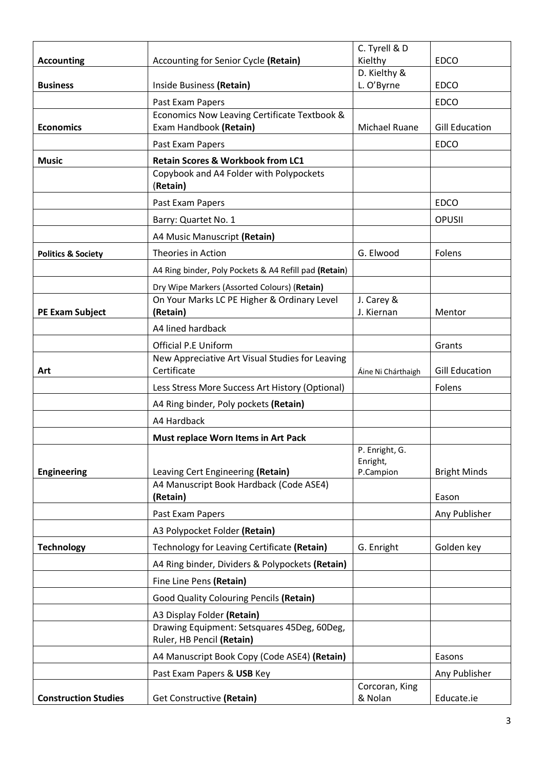| | | | |
|---|---|---|---|
| **Accounting** | Accounting for Senior Cycle **(Retain)** | C. Tyrell & D Kielthy | EDCO |
| **Business** | Inside Business **(Retain)** | D. Kielthy & L. O'Byrne | EDCO |
| | Past Exam Papers | | EDCO |
| **Economics** | Economics Now Leaving Certificate Textbook & Exam Handbook **(Retain)** | Michael Ruane | Gill Education |
| | Past Exam Papers | | EDCO |
| **Music** | **Retain Scores & Workbook from LC1** | | |
| | Copybook and A4 Folder with Polypockets (**Retain)** | | |
| | Past Exam Papers | | EDCO |
| | Barry: Quartet No. 1 | | OPUSII |
| | A4 Music Manuscript **(Retain)** | | |
| **Politics & Society** | Theories in Action | G. Elwood | Folens |
| | A4 Ring binder, Poly Pockets & A4 Refill pad **(Retain**) | | |
| | Dry Wipe Markers (Assorted Colours) (**Retain)** | | |
| **PE Exam Subject** | On Your Marks LC PE Higher & Ordinary Level **(Retain)** | J. Carey & J. Kiernan | Mentor |
| | A4 lined hardback | | |
| | Official P.E Uniform | | Grants |
| **Art** | New Appreciative Art Visual Studies for Leaving Certificate | Áine Ni Chárthaigh | Gill Education |
| | Less Stress More Success Art History (Optional) | | Folens |
| | A4 Ring binder, Poly pockets **(Retain)** | | |
| | A4 Hardback | | |
| | **Must replace Worn Items in Art Pack** | | |
| **Engineering** | Leaving Cert Engineering **(Retain)** | P. Enright, G. Enright, P.Campion | Bright Minds |
| | A4 Manuscript Book Hardback (Code ASE4) **(Retain)** | | Eason |
| | Past Exam Papers | | Any Publisher |
| | A3 Polypocket Folder **(Retain)** | | |
| **Technology** | Technology for Leaving Certificate **(Retain)** | G. Enright | Golden key |
| | A4 Ring binder, Dividers & Polypockets **(Retain)** | | |
| | Fine Line Pens **(Retain)** | | |
| | Good Quality Colouring Pencils **(Retain)** | | |
| | A3 Display Folder **(Retain)** | | |
| | Drawing Equipment: Setsquares 45Deg, 60Deg, Ruler, HB Pencil **(Retain)** | | |
| | A4 Manuscript Book Copy (Code ASE4) **(Retain)** | | Easons |
| | Past Exam Papers & **USB** Key | | Any Publisher |
| **Construction Studies** | Get Constructive **(Retain)** | Corcoran, King & Nolan | Educate.ie |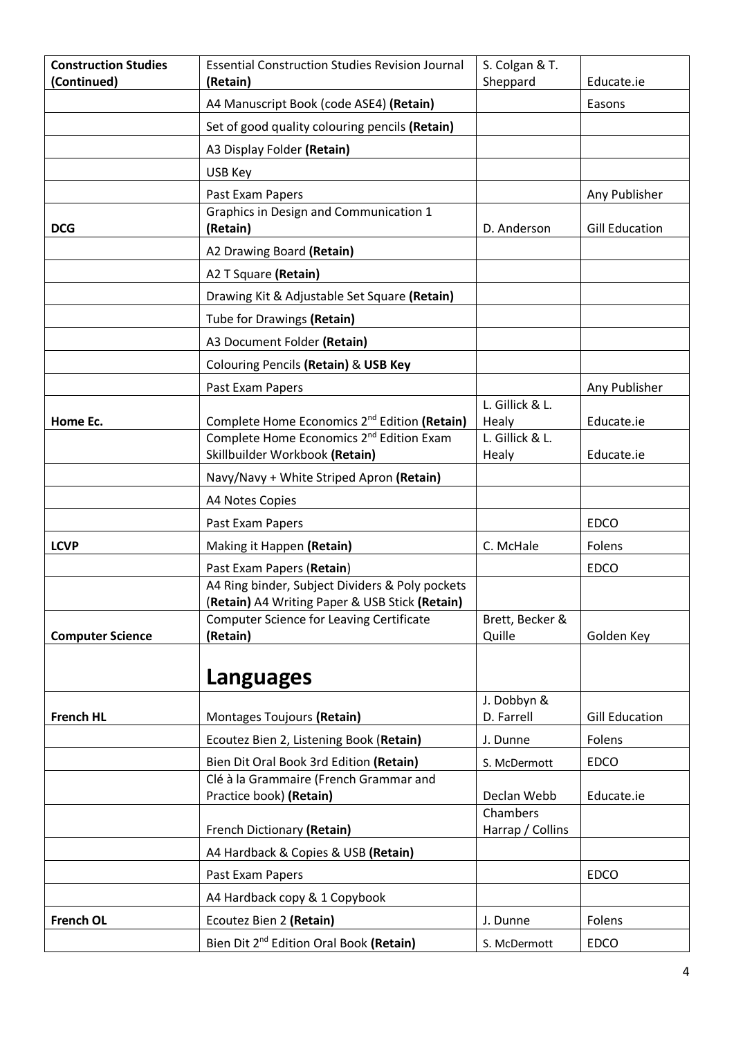| **Construction Studies (Continued)** | Essential Construction Studies Revision Journal **(Retain)** | S. Colgan & T. Sheppard | Educate.ie |
|---|---|---|---|
| | A4 Manuscript Book (code ASE4) **(Retain)** | | Easons |
| | Set of good quality colouring pencils **(Retain)** | | |
| | A3 Display Folder **(Retain)** | | |
| | USB Key | | |
| | Past Exam Papers | | Any Publisher |
| **DCG** | Graphics in Design and Communication 1 **(Retain)** | D. Anderson | Gill Education |
| | A2 Drawing Board **(Retain)** | | |
| | A2 T Square **(Retain)** | | |
| | Drawing Kit & Adjustable Set Square **(Retain)** | | |
| | Tube for Drawings **(Retain)** | | |
| | A3 Document Folder **(Retain)** | | |
| | Colouring Pencils **(Retain)** & **USB Key** | | |
| | Past Exam Papers | | Any Publisher |
| **Home Ec.** | Complete Home Economics 2nd Edition **(Retain)** | L. Gillick & L. Healy | Educate.ie |
| | Complete Home Economics 2nd Edition Exam Skillbuilder Workbook **(Retain)** | L. Gillick & L. Healy | Educate.ie |
| | Navy/Navy + White Striped Apron **(Retain)** | | |
| | A4 Notes Copies | | |
| | Past Exam Papers | | EDCO |
| **LCVP** | Making it Happen **(Retain)** | C. McHale | Folens |
| | Past Exam Papers (**Retain**) | | EDCO |
| | A4 Ring binder, Subject Dividers & Poly pockets (**Retain**) A4 Writing Paper & USB Stick **(Retain)** | | |
| **Computer Science** | Computer Science for Leaving Certificate **(Retain)** | Brett, Becker & Quille | Golden Key |
| | **Languages** | | |
| **French HL** | Montages Toujours **(Retain)** | J. Dobbyn & D. Farrell | Gill Education |
| | Ecoutez Bien 2, Listening Book (**Retain**) | J. Dunne | Folens |
| | Bien Dit Oral Book 3rd Edition **(Retain)** | S. McDermott | EDCO |
| | Clé à la Grammaire (French Grammar and Practice book) **(Retain)** | Declan Webb | Educate.ie |
| | French Dictionary **(Retain)** | Chambers Harrap / Collins | |
| | A4 Hardback & Copies & USB **(Retain)** | | |
| | Past Exam Papers | | EDCO |
| | A4 Hardback copy & 1 Copybook | | |
| **French OL** | Ecoutez Bien 2 **(Retain)** | J. Dunne | Folens |
| | Bien Dit 2nd Edition Oral Book **(Retain)** | S. McDermott | EDCO |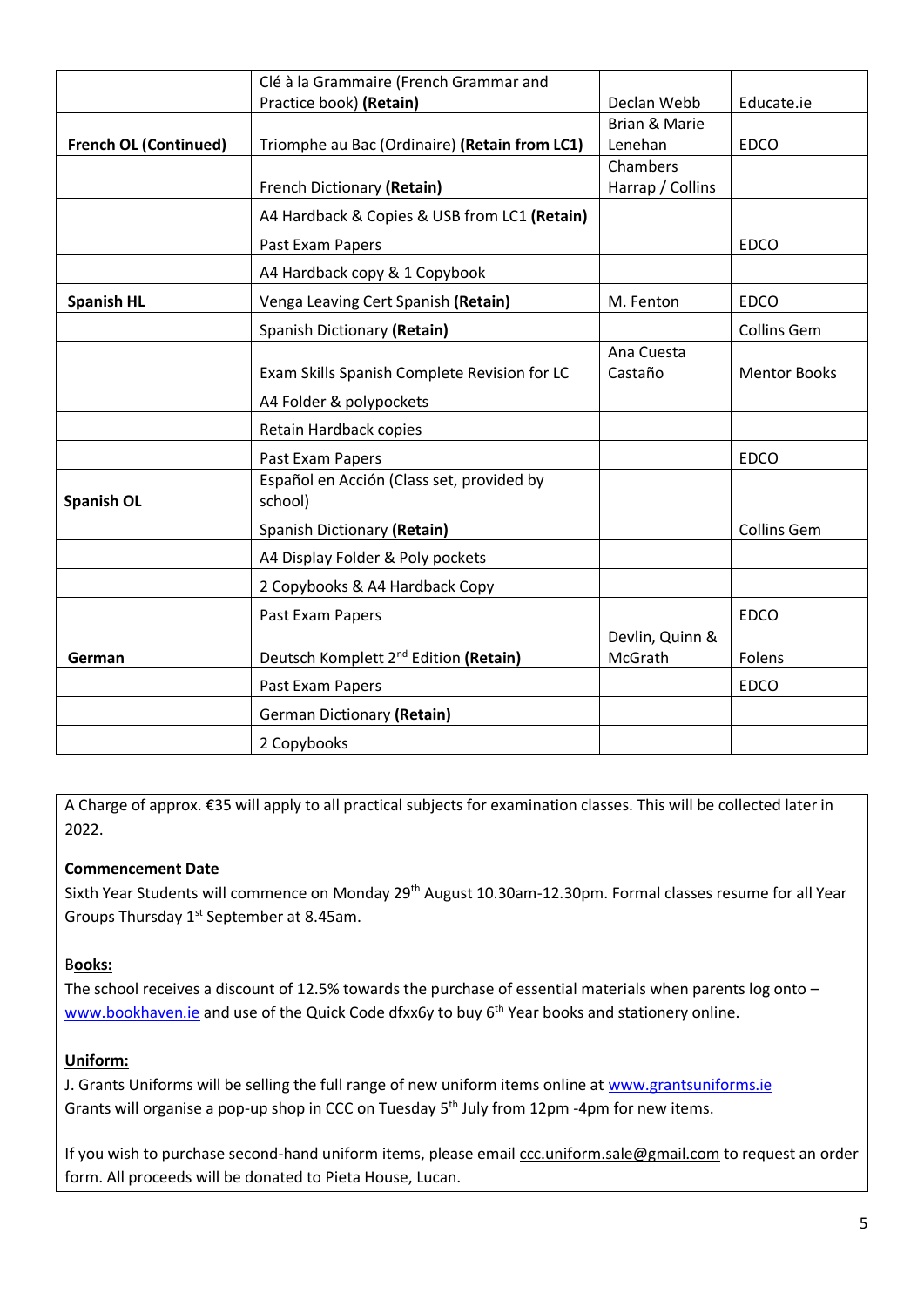| | | | |
|---|---|---|---|
| | Clé à la Grammaire (French Grammar and Practice book) **(Retain)** | Declan Webb | Educate.ie |
| **French OL (Continued)** | Triomphe au Bac (Ordinaire) **(Retain from LC1)** | Brian & Marie Lenehan | EDCO |
| | French Dictionary **(Retain)** | Chambers Harrap / Collins | |
| | A4 Hardback & Copies & USB from LC1 **(Retain)** | | |
| | Past Exam Papers | | EDCO |
| | A4 Hardback copy & 1 Copybook | | |
| **Spanish HL** | Venga Leaving Cert Spanish **(Retain)** | M. Fenton | EDCO |
| | Spanish Dictionary **(Retain)** | | Collins Gem |
| | Exam Skills Spanish Complete Revision for LC | Ana Cuesta Castaño | Mentor Books |
| | A4 Folder & polypockets | | |
| | Retain Hardback copies | | |
| | Past Exam Papers | | EDCO |
| **Spanish OL** | Español en Acción (Class set, provided by school) | | |
| | Spanish Dictionary **(Retain)** | | Collins Gem |
| | A4 Display Folder & Poly pockets | | |
| | 2 Copybooks & A4 Hardback Copy | | |
| | Past Exam Papers | | EDCO |
| **German** | Deutsch Komplett 2nd Edition **(Retain)** | Devlin, Quinn & McGrath | Folens |
| | Past Exam Papers | | EDCO |
| | German Dictionary **(Retain)** | | |
| | 2 Copybooks | | |

A Charge of approx. €35 will apply to all practical subjects for examination classes. This will be collected later in 2022.

**Commencement Date**

Sixth Year Students will commence on Monday 29th August 10.30am-12.30pm. Formal classes resume for all Year Groups Thursday 1st September at 8.45am.

**Books:**

The school receives a discount of 12.5% towards the purchase of essential materials when parents log onto – www.bookhaven.ie and use of the Quick Code dfxx6y to buy 6th Year books and stationery online.

**Uniform:**

J. Grants Uniforms will be selling the full range of new uniform items online at www.grantsuniforms.ie
Grants will organise a pop-up shop in CCC on Tuesday 5th July from 12pm -4pm for new items.

If you wish to purchase second-hand uniform items, please email ccc.uniform.sale@gmail.com to request an order form. All proceeds will be donated to Pieta House, Lucan.